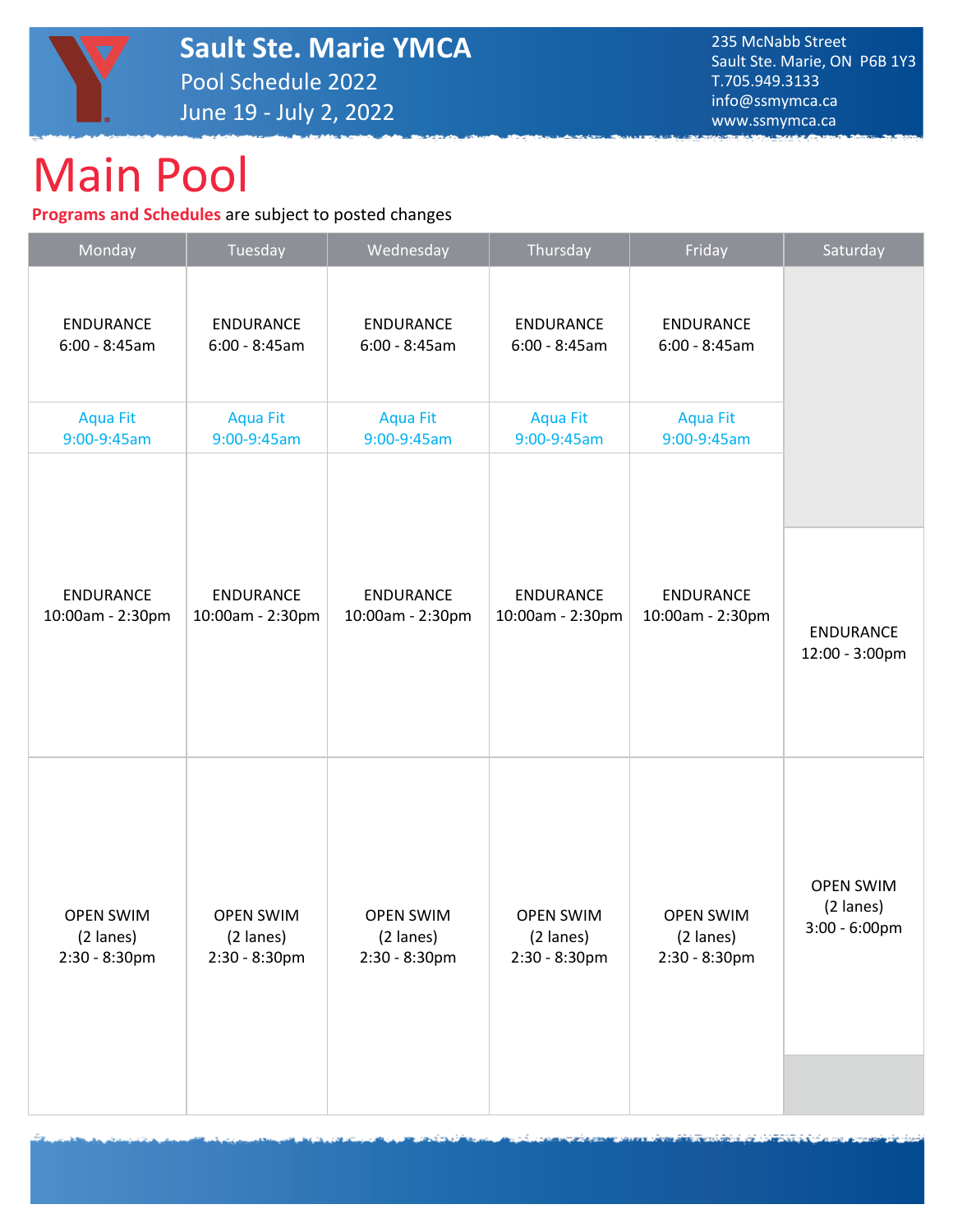# Sault Ste. Marie YMCA

Pool Schedule 2022

June 19 - July 2, 2022

235 McNabb Street
Sault Ste. Marie, ON P6B 1Y3
T.705.949.3133
info@ssmymca.ca
www.ssmymca.ca

# Main Pool

**Programs and Schedules** are subject to posted changes

| Monday | Tuesday | Wednesday | Thursday | Friday | Saturday |
|---|---|---|---|---|---|
| ENDURANCE 6:00 - 8:45am | ENDURANCE 6:00 - 8:45am | ENDURANCE 6:00 - 8:45am | ENDURANCE 6:00 - 8:45am | ENDURANCE 6:00 - 8:45am | |
| Aqua Fit 9:00-9:45am | Aqua Fit 9:00-9:45am | Aqua Fit 9:00-9:45am | Aqua Fit 9:00-9:45am | Aqua Fit 9:00-9:45am | |
| ENDURANCE 10:00am - 2:30pm | ENDURANCE 10:00am - 2:30pm | ENDURANCE 10:00am - 2:30pm | ENDURANCE 10:00am - 2:30pm | ENDURANCE 10:00am - 2:30pm | ENDURANCE 12:00 - 3:00pm |
| OPEN SWIM (2 lanes) 2:30 - 8:30pm | OPEN SWIM (2 lanes) 2:30 - 8:30pm | OPEN SWIM (2 lanes) 2:30 - 8:30pm | OPEN SWIM (2 lanes) 2:30 - 8:30pm | OPEN SWIM (2 lanes) 2:30 - 8:30pm | OPEN SWIM (2 lanes) 3:00 - 6:00pm |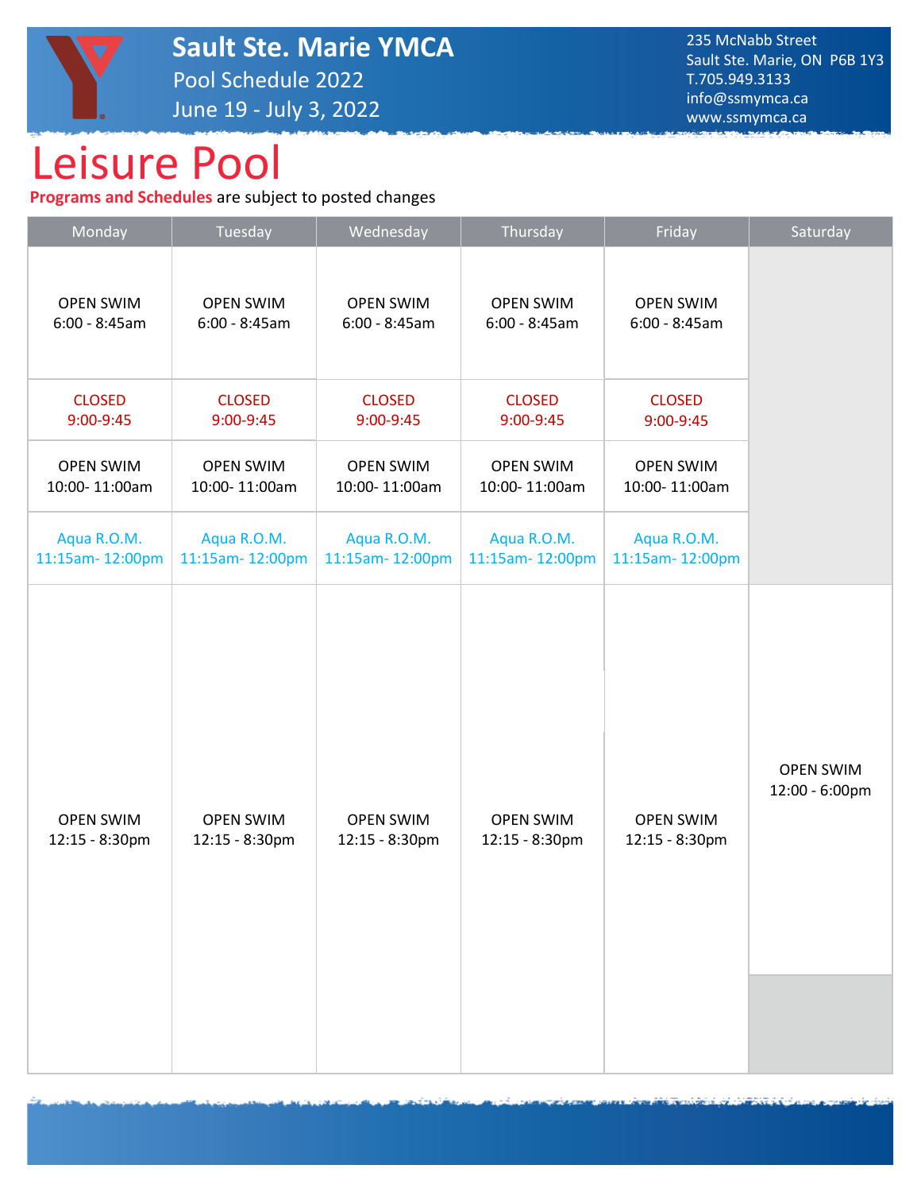# Sault Ste. Marie YMCA

Pool Schedule 2022

June 19 - July 3, 2022

235 McNabb Street
Sault Ste. Marie, ON P6B 1Y3
T.705.949.3133
info@ssmymca.ca
www.ssmymca.ca

# Leisure Pool

**Programs and Schedules** are subject to posted changes

| Monday | Tuesday | Wednesday | Thursday | Friday | Saturday |
|---|---|---|---|---|---|
| OPEN SWIM 6:00 - 8:45am | OPEN SWIM 6:00 - 8:45am | OPEN SWIM 6:00 - 8:45am | OPEN SWIM 6:00 - 8:45am | OPEN SWIM 6:00 - 8:45am | |
| CLOSED 9:00-9:45 | CLOSED 9:00-9:45 | CLOSED 9:00-9:45 | CLOSED 9:00-9:45 | CLOSED 9:00-9:45 | |
| OPEN SWIM 10:00- 11:00am | OPEN SWIM 10:00- 11:00am | OPEN SWIM 10:00- 11:00am | OPEN SWIM 10:00- 11:00am | OPEN SWIM 10:00- 11:00am | |
| Aqua R.O.M. 11:15am- 12:00pm | Aqua R.O.M. 11:15am- 12:00pm | Aqua R.O.M. 11:15am- 12:00pm | Aqua R.O.M. 11:15am- 12:00pm | Aqua R.O.M. 11:15am- 12:00pm | |
| OPEN SWIM 12:15 - 8:30pm | OPEN SWIM 12:15 - 8:30pm | OPEN SWIM 12:15 - 8:30pm | OPEN SWIM 12:15 - 8:30pm | OPEN SWIM 12:15 - 8:30pm | OPEN SWIM 12:00 - 6:00pm |